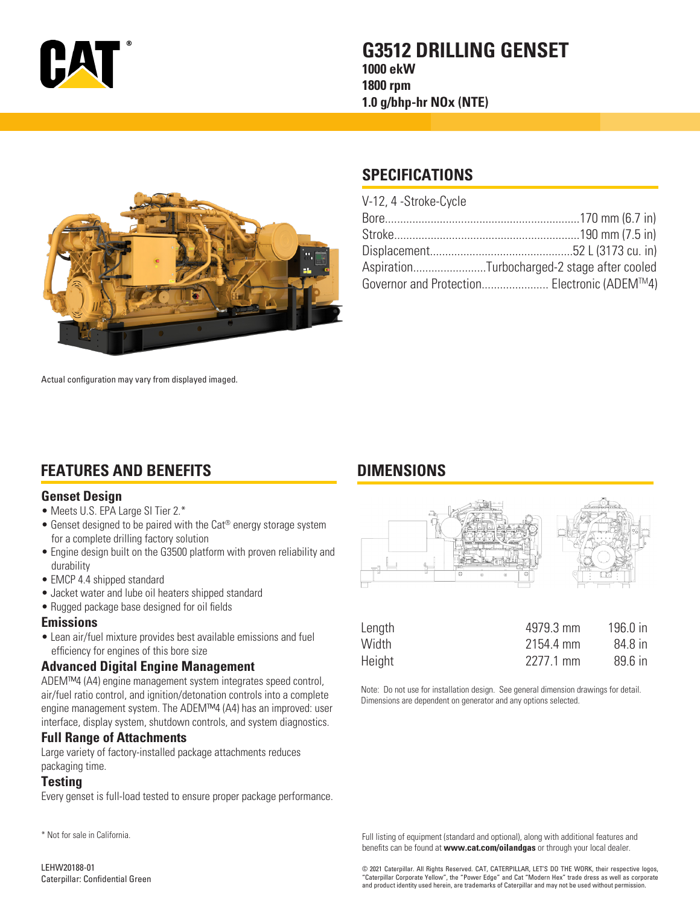# G3512 DRILLING GENSET

**1000 ekW**
**1800 rpm**
**1.0 g/bhp-hr NOx (NTE)**

Actual configuration may vary from displayed imaged.

## SPECIFICATIONS

V-12, 4 -Stroke-Cycle

| | |
|---|---|
| Bore | 170 mm (6.7 in) |
| Stroke | 190 mm (7.5 in) |
| Displacement | 52 L (3173 cu. in) |
| Aspiration | Turbocharged-2 stage after cooled |
| Governor and Protection | Electronic (ADEM™4) |

## FEATURES AND BENEFITS

### Genset Design

- Meets U.S. EPA Large SI Tier 2.*
- Genset designed to be paired with the Cat® energy storage system for a complete drilling factory solution
- Engine design built on the G3500 platform with proven reliability and durability
- EMCP 4.4 shipped standard
- Jacket water and lube oil heaters shipped standard
- Rugged package base designed for oil fields

### Emissions

- Lean air/fuel mixture provides best available emissions and fuel efficiency for engines of this bore size

### Advanced Digital Engine Management

ADEM™4 (A4) engine management system integrates speed control, air/fuel ratio control, and ignition/detonation controls into a complete engine management system. The ADEM™4 (A4) has an improved: user interface, display system, shutdown controls, and system diagnostics.

### Full Range of Attachments

Large variety of factory-installed package attachments reduces packaging time.

### Testing

Every genset is full-load tested to ensure proper package performance.

## DIMENSIONS

| | | |
|---|---|---|
| Length | 4979.3 mm | 196.0 in |
| Width | 2154.4 mm | 84.8 in |
| Height | 2277.1 mm | 89.6 in |

Note: Do not use for installation design. See general dimension drawings for detail. Dimensions are dependent on generator and any options selected.

\* Not for sale in California.

Full listing of equipment (standard and optional), along with additional features and benefits can be found at **www.cat.com/oilandgas** or through your local dealer.

LEHW20188-01
Caterpillar: Confidential Green

© 2021 Caterpillar. All Rights Reserved. CAT, CATERPILLAR, LET'S DO THE WORK, their respective logos, "Caterpillar Corporate Yellow", the "Power Edge" and Cat "Modern Hex" trade dress as well as corporate and product identity used herein, are trademarks of Caterpillar and may not be used without permission.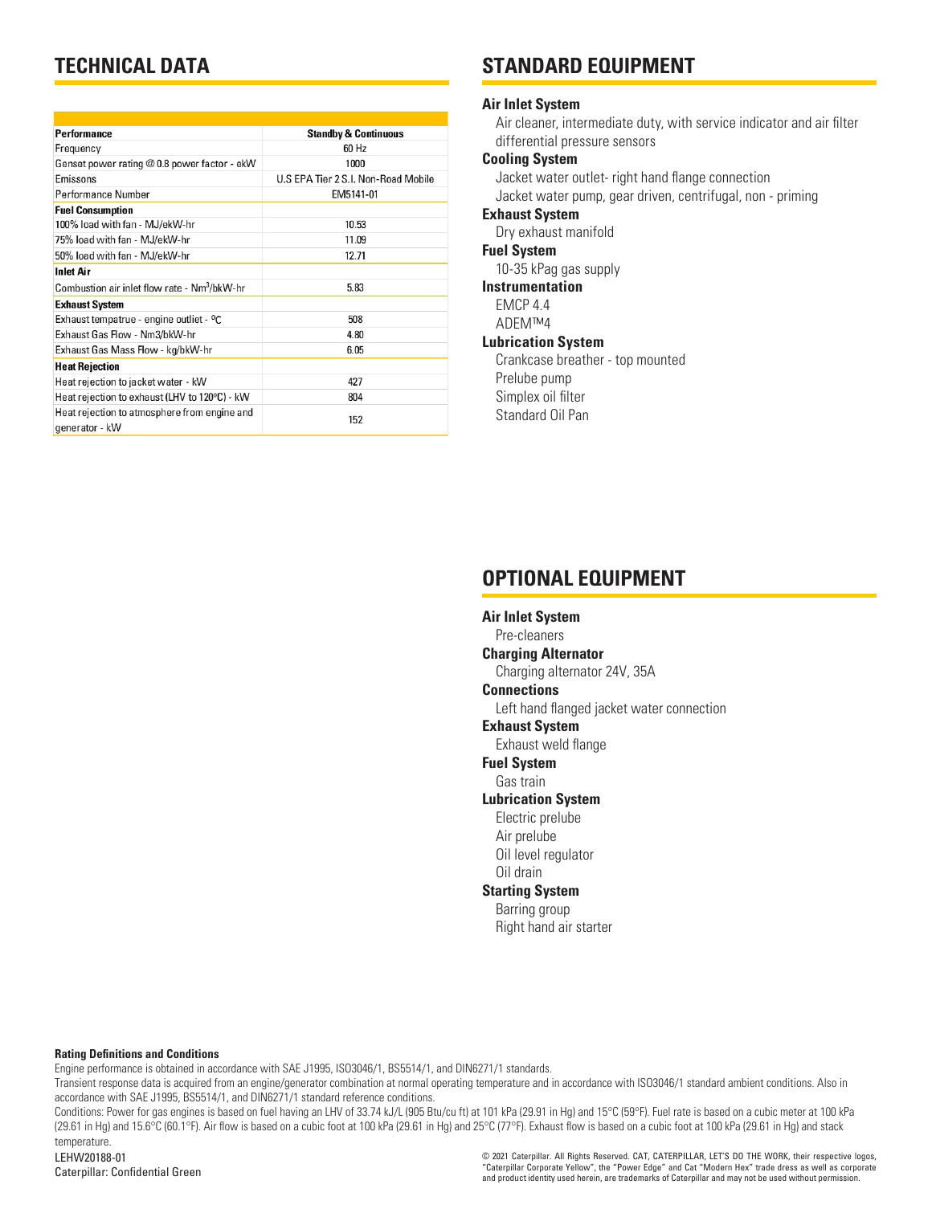## TECHNICAL DATA

| Performance | Standby & Continuous |
|---|---|
| Frequency | 60 Hz |
| Genset power rating @ 0.8 power factor - ekW | 1000 |
| Emissons | U.S EPA Tier 2 S.I. Non-Road Mobile |
| Performance Number | EM5141-01 |
| **Fuel Consumption** | |
| 100% load with fan - MJ/ekW-hr | 10.53 |
| 75% load with fan - MJ/ekW-hr | 11.09 |
| 50% load with fan - MJ/ekW-hr | 12.71 |
| **Inlet Air** | |
| Combustion air inlet flow rate - $Nm^3$/bkW-hr | 5.83 |
| **Exhaust System** | |
| Exhaust tempatrue - engine outlet - ºC | 508 |
| Exhaust Gas Flow - Nm3/bkW-hr | 4.80 |
| Exhaust Gas Mass Flow - kg/bkW-hr | 6.05 |
| **Heat Rejection** | |
| Heat rejection to jacket water - kW | 427 |
| Heat rejection to exhaust (LHV to 120ºC) - kW | 804 |
| Heat rejection to atmosphere from engine and generator - kW | 152 |

## STANDARD EQUIPMENT

**Air Inlet System**
- Air cleaner, intermediate duty, with service indicator and air filter differential pressure sensors

**Cooling System**
- Jacket water outlet- right hand flange connection
- Jacket water pump, gear driven, centrifugal, non - priming

**Exhaust System**
- Dry exhaust manifold

**Fuel System**
- 10-35 kPag gas supply

**Instrumentation**
- EMCP 4.4
- ADEM™4

**Lubrication System**
- Crankcase breather - top mounted
- Prelube pump
- Simplex oil filter
- Standard Oil Pan

## OPTIONAL EQUIPMENT

**Air Inlet System**
- Pre-cleaners

**Charging Alternator**
- Charging alternator 24V, 35A

**Connections**
- Left hand flanged jacket water connection

**Exhaust System**
- Exhaust weld flange

**Fuel System**
- Gas train

**Lubrication System**
- Electric prelube
- Air prelube
- Oil level regulator
- Oil drain

**Starting System**
- Barring group
- Right hand air starter

**Rating Definitions and Conditions**

Engine performance is obtained in accordance with SAE J1995, ISO3046/1, BS5514/1, and DIN6271/1 standards.

Transient response data is acquired from an engine/generator combination at normal operating temperature and in accordance with ISO3046/1 standard ambient conditions. Also in accordance with SAE J1995, BS5514/1, and DIN6271/1 standard reference conditions.

Conditions: Power for gas engines is based on fuel having an LHV of 33.74 kJ/L (905 Btu/cu ft) at 101 kPa (29.91 in Hg) and 15°C (59°F). Fuel rate is based on a cubic meter at 100 kPa (29.61 in Hg) and 15.6°C (60.1°F). Air flow is based on a cubic foot at 100 kPa (29.61 in Hg) and 25°C (77°F). Exhaust flow is based on a cubic foot at 100 kPa (29.61 in Hg) and stack temperature.

LEHW20188-01
Caterpillar: Confidential Green

© 2021 Caterpillar. All Rights Reserved. CAT, CATERPILLAR, LET'S DO THE WORK, their respective logos, "Caterpillar Corporate Yellow", the "Power Edge" and Cat "Modern Hex" trade dress as well as corporate and product identity used herein, are trademarks of Caterpillar and may not be used without permission.